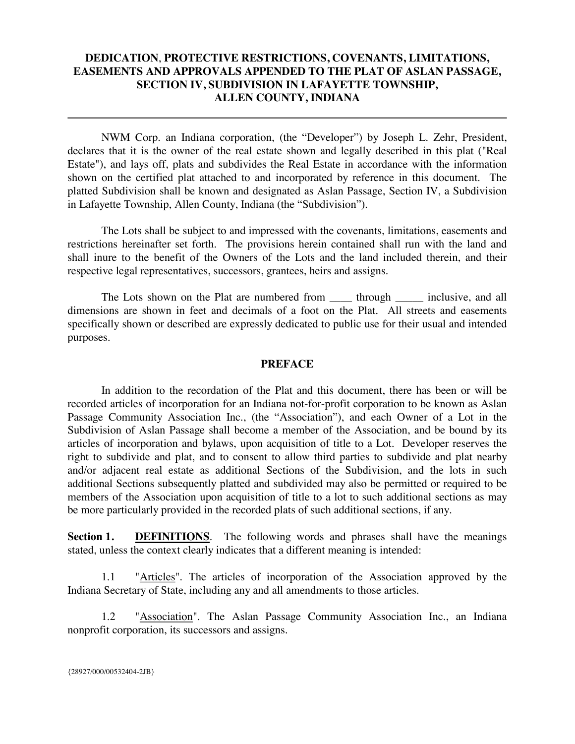# DEDICATION, PROTECTIVE RESTRICTIONS, COVENANTS, LIMITATIONS, EASEMENTS AND APPROVALS APPENDED TO THE PLAT OF ASLAN PASSAGE, SECTION IV, SUBDIVISION IN LAFAYETTE TOWNSHIP, ALLEN COUNTY, INDIANA

---

NWM Corp. an Indiana corporation, (the "Developer") by Joseph L. Zehr, President, declares that it is the owner of the real estate shown and legally described in this plat ("Real Estate"), and lays off, plats and subdivides the Real Estate in accordance with the information shown on the certified plat attached to and incorporated by reference in this document. The platted Subdivision shall be known and designated as Aslan Passage, Section IV, a Subdivision in Lafayette Township, Allen County, Indiana (the "Subdivision").

The Lots shall be subject to and impressed with the covenants, limitations, easements and restrictions hereinafter set forth. The provisions herein contained shall run with the land and shall inure to the benefit of the Owners of the Lots and the land included therein, and their respective legal representatives, successors, grantees, heirs and assigns.

The Lots shown on the Plat are numbered from ____ through _____ inclusive, and all dimensions are shown in feet and decimals of a foot on the Plat. All streets and easements specifically shown or described are expressly dedicated to public use for their usual and intended purposes.

## PREFACE

In addition to the recordation of the Plat and this document, there has been or will be recorded articles of incorporation for an Indiana not-for-profit corporation to be known as Aslan Passage Community Association Inc., (the "Association"), and each Owner of a Lot in the Subdivision of Aslan Passage shall become a member of the Association, and be bound by its articles of incorporation and bylaws, upon acquisition of title to a Lot. Developer reserves the right to subdivide and plat, and to consent to allow third parties to subdivide and plat nearby and/or adjacent real estate as additional Sections of the Subdivision, and the lots in such additional Sections subsequently platted and subdivided may also be permitted or required to be members of the Association upon acquisition of title to a lot to such additional sections as may be more particularly provided in the recorded plats of such additional sections, if any.

**Section 1. DEFINITIONS**. The following words and phrases shall have the meanings stated, unless the context clearly indicates that a different meaning is intended:

1.1 "Articles". The articles of incorporation of the Association approved by the Indiana Secretary of State, including any and all amendments to those articles.

1.2 "Association". The Aslan Passage Community Association Inc., an Indiana nonprofit corporation, its successors and assigns.

{28927/000/00532404-2JB}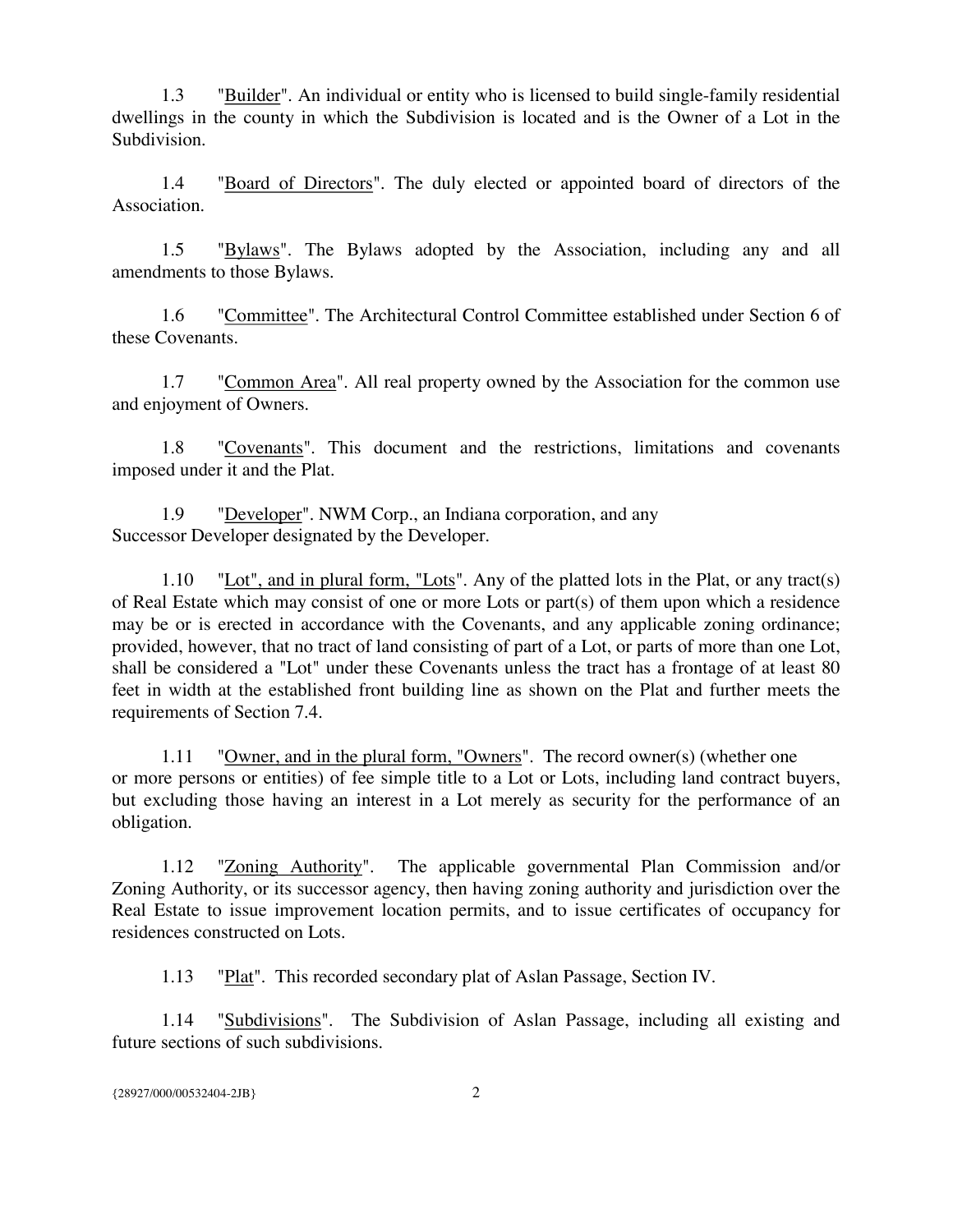1.3 "Builder". An individual or entity who is licensed to build single-family residential dwellings in the county in which the Subdivision is located and is the Owner of a Lot in the Subdivision.

1.4 "Board of Directors". The duly elected or appointed board of directors of the Association.

1.5 "Bylaws". The Bylaws adopted by the Association, including any and all amendments to those Bylaws.

1.6 "Committee". The Architectural Control Committee established under Section 6 of these Covenants.

1.7 "Common Area". All real property owned by the Association for the common use and enjoyment of Owners.

1.8 "Covenants". This document and the restrictions, limitations and covenants imposed under it and the Plat.

1.9 "Developer". NWM Corp., an Indiana corporation, and any Successor Developer designated by the Developer.

1.10 "Lot", and in plural form, "Lots". Any of the platted lots in the Plat, or any tract(s) of Real Estate which may consist of one or more Lots or part(s) of them upon which a residence may be or is erected in accordance with the Covenants, and any applicable zoning ordinance; provided, however, that no tract of land consisting of part of a Lot, or parts of more than one Lot, shall be considered a "Lot" under these Covenants unless the tract has a frontage of at least 80 feet in width at the established front building line as shown on the Plat and further meets the requirements of Section 7.4.

1.11 "Owner, and in the plural form, "Owners". The record owner(s) (whether one or more persons or entities) of fee simple title to a Lot or Lots, including land contract buyers, but excluding those having an interest in a Lot merely as security for the performance of an obligation.

1.12 "Zoning Authority". The applicable governmental Plan Commission and/or Zoning Authority, or its successor agency, then having zoning authority and jurisdiction over the Real Estate to issue improvement location permits, and to issue certificates of occupancy for residences constructed on Lots.

1.13 "Plat". This recorded secondary plat of Aslan Passage, Section IV.

1.14 "Subdivisions". The Subdivision of Aslan Passage, including all existing and future sections of such subdivisions.

{28927/000/00532404-2JB}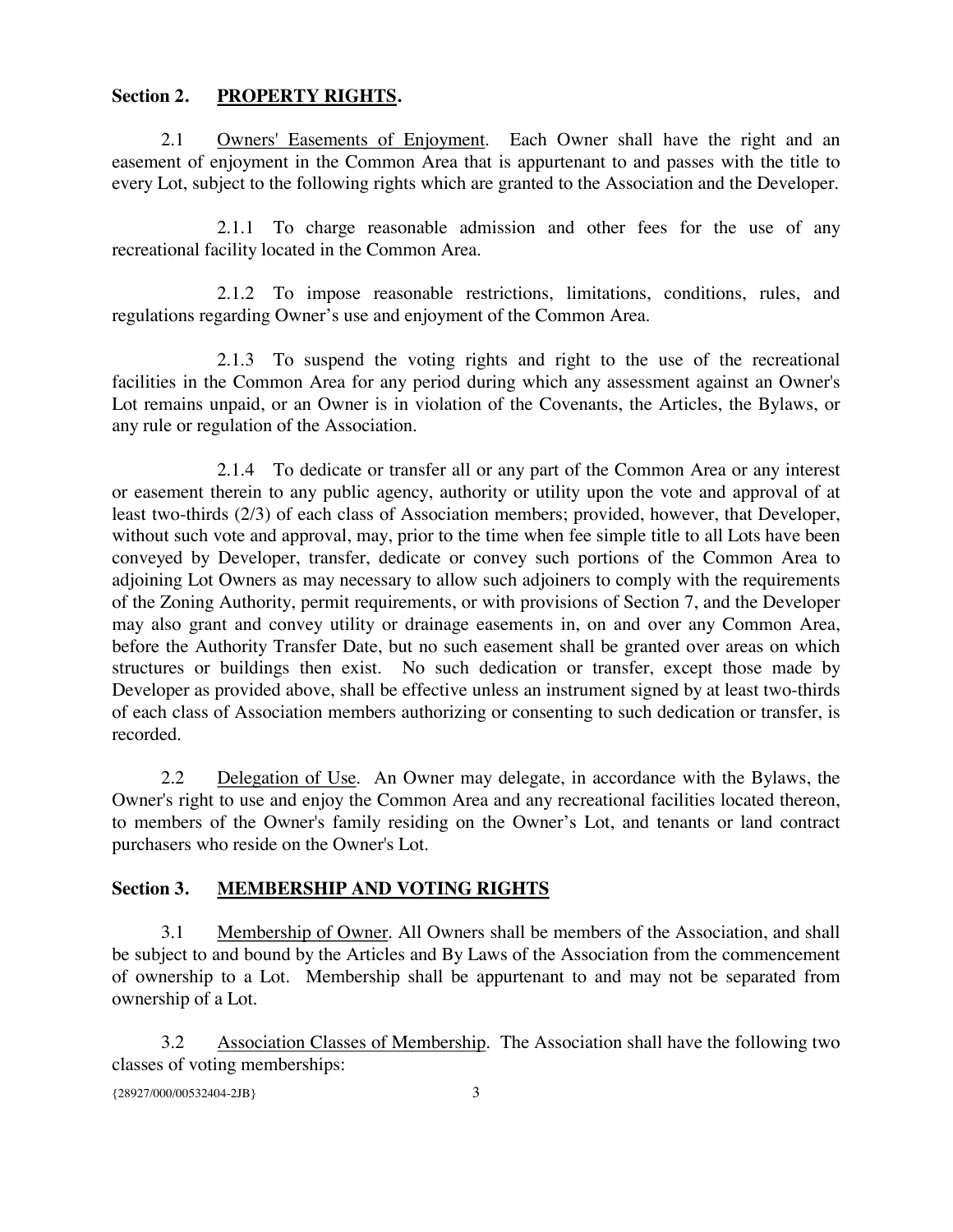## Section 2. PROPERTY RIGHTS.

2.1 Owners' Easements of Enjoyment. Each Owner shall have the right and an easement of enjoyment in the Common Area that is appurtenant to and passes with the title to every Lot, subject to the following rights which are granted to the Association and the Developer.

2.1.1 To charge reasonable admission and other fees for the use of any recreational facility located in the Common Area.

2.1.2 To impose reasonable restrictions, limitations, conditions, rules, and regulations regarding Owner's use and enjoyment of the Common Area.

2.1.3 To suspend the voting rights and right to the use of the recreational facilities in the Common Area for any period during which any assessment against an Owner's Lot remains unpaid, or an Owner is in violation of the Covenants, the Articles, the Bylaws, or any rule or regulation of the Association.

2.1.4 To dedicate or transfer all or any part of the Common Area or any interest or easement therein to any public agency, authority or utility upon the vote and approval of at least two-thirds (2/3) of each class of Association members; provided, however, that Developer, without such vote and approval, may, prior to the time when fee simple title to all Lots have been conveyed by Developer, transfer, dedicate or convey such portions of the Common Area to adjoining Lot Owners as may necessary to allow such adjoiners to comply with the requirements of the Zoning Authority, permit requirements, or with provisions of Section 7, and the Developer may also grant and convey utility or drainage easements in, on and over any Common Area, before the Authority Transfer Date, but no such easement shall be granted over areas on which structures or buildings then exist. No such dedication or transfer, except those made by Developer as provided above, shall be effective unless an instrument signed by at least two-thirds of each class of Association members authorizing or consenting to such dedication or transfer, is recorded.

2.2 Delegation of Use. An Owner may delegate, in accordance with the Bylaws, the Owner's right to use and enjoy the Common Area and any recreational facilities located thereon, to members of the Owner's family residing on the Owner's Lot, and tenants or land contract purchasers who reside on the Owner's Lot.

## Section 3. MEMBERSHIP AND VOTING RIGHTS

3.1 Membership of Owner. All Owners shall be members of the Association, and shall be subject to and bound by the Articles and By Laws of the Association from the commencement of ownership to a Lot. Membership shall be appurtenant to and may not be separated from ownership of a Lot.

3.2 Association Classes of Membership. The Association shall have the following two classes of voting memberships:

{28927/000/00532404-2JB}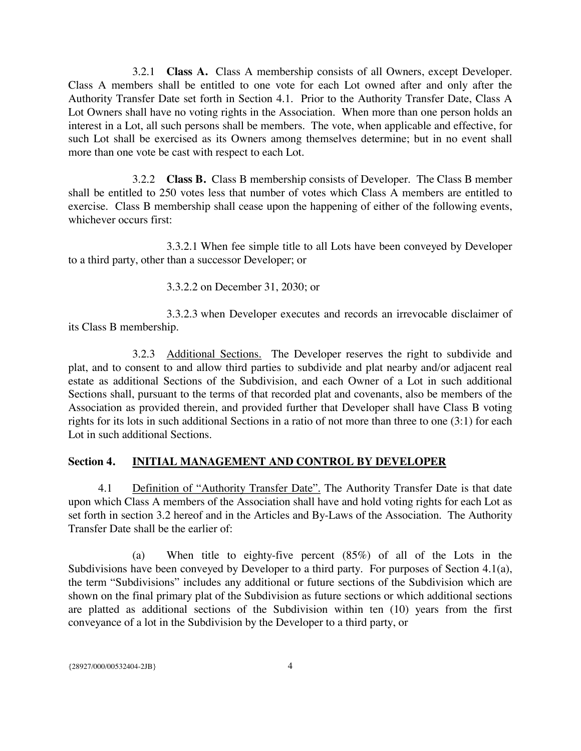3.2.1 **Class A.** Class A membership consists of all Owners, except Developer. Class A members shall be entitled to one vote for each Lot owned after and only after the Authority Transfer Date set forth in Section 4.1. Prior to the Authority Transfer Date, Class A Lot Owners shall have no voting rights in the Association. When more than one person holds an interest in a Lot, all such persons shall be members. The vote, when applicable and effective, for such Lot shall be exercised as its Owners among themselves determine; but in no event shall more than one vote be cast with respect to each Lot.

3.2.2 **Class B.** Class B membership consists of Developer. The Class B member shall be entitled to 250 votes less that number of votes which Class A members are entitled to exercise. Class B membership shall cease upon the happening of either of the following events, whichever occurs first:

3.3.2.1 When fee simple title to all Lots have been conveyed by Developer to a third party, other than a successor Developer; or

3.3.2.2 on December 31, 2030; or

3.3.2.3 when Developer executes and records an irrevocable disclaimer of its Class B membership.

3.2.3 Additional Sections. The Developer reserves the right to subdivide and plat, and to consent to and allow third parties to subdivide and plat nearby and/or adjacent real estate as additional Sections of the Subdivision, and each Owner of a Lot in such additional Sections shall, pursuant to the terms of that recorded plat and covenants, also be members of the Association as provided therein, and provided further that Developer shall have Class B voting rights for its lots in such additional Sections in a ratio of not more than three to one (3:1) for each Lot in such additional Sections.

## Section 4. INITIAL MANAGEMENT AND CONTROL BY DEVELOPER

4.1 Definition of "Authority Transfer Date". The Authority Transfer Date is that date upon which Class A members of the Association shall have and hold voting rights for each Lot as set forth in section 3.2 hereof and in the Articles and By-Laws of the Association. The Authority Transfer Date shall be the earlier of:

(a) When title to eighty-five percent (85%) of all of the Lots in the Subdivisions have been conveyed by Developer to a third party. For purposes of Section 4.1(a), the term "Subdivisions" includes any additional or future sections of the Subdivision which are shown on the final primary plat of the Subdivision as future sections or which additional sections are platted as additional sections of the Subdivision within ten (10) years from the first conveyance of a lot in the Subdivision by the Developer to a third party, or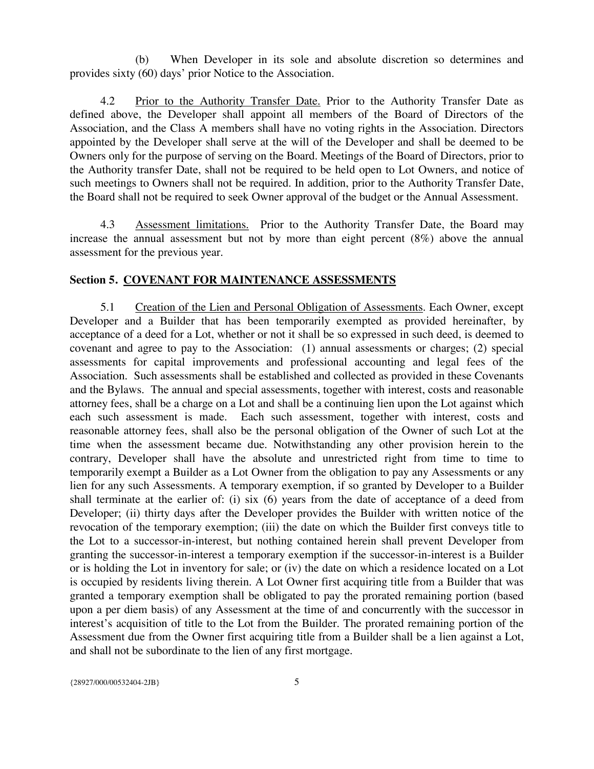(b) When Developer in its sole and absolute discretion so determines and provides sixty (60) days' prior Notice to the Association.

4.2 Prior to the Authority Transfer Date. Prior to the Authority Transfer Date as defined above, the Developer shall appoint all members of the Board of Directors of the Association, and the Class A members shall have no voting rights in the Association. Directors appointed by the Developer shall serve at the will of the Developer and shall be deemed to be Owners only for the purpose of serving on the Board. Meetings of the Board of Directors, prior to the Authority transfer Date, shall not be required to be held open to Lot Owners, and notice of such meetings to Owners shall not be required. In addition, prior to the Authority Transfer Date, the Board shall not be required to seek Owner approval of the budget or the Annual Assessment.

4.3 Assessment limitations. Prior to the Authority Transfer Date, the Board may increase the annual assessment but not by more than eight percent (8%) above the annual assessment for the previous year.

## Section 5. COVENANT FOR MAINTENANCE ASSESSMENTS

5.1 Creation of the Lien and Personal Obligation of Assessments. Each Owner, except Developer and a Builder that has been temporarily exempted as provided hereinafter, by acceptance of a deed for a Lot, whether or not it shall be so expressed in such deed, is deemed to covenant and agree to pay to the Association: (1) annual assessments or charges; (2) special assessments for capital improvements and professional accounting and legal fees of the Association. Such assessments shall be established and collected as provided in these Covenants and the Bylaws. The annual and special assessments, together with interest, costs and reasonable attorney fees, shall be a charge on a Lot and shall be a continuing lien upon the Lot against which each such assessment is made. Each such assessment, together with interest, costs and reasonable attorney fees, shall also be the personal obligation of the Owner of such Lot at the time when the assessment became due. Notwithstanding any other provision herein to the contrary, Developer shall have the absolute and unrestricted right from time to time to temporarily exempt a Builder as a Lot Owner from the obligation to pay any Assessments or any lien for any such Assessments. A temporary exemption, if so granted by Developer to a Builder shall terminate at the earlier of: (i) six (6) years from the date of acceptance of a deed from Developer; (ii) thirty days after the Developer provides the Builder with written notice of the revocation of the temporary exemption; (iii) the date on which the Builder first conveys title to the Lot to a successor-in-interest, but nothing contained herein shall prevent Developer from granting the successor-in-interest a temporary exemption if the successor-in-interest is a Builder or is holding the Lot in inventory for sale; or (iv) the date on which a residence located on a Lot is occupied by residents living therein. A Lot Owner first acquiring title from a Builder that was granted a temporary exemption shall be obligated to pay the prorated remaining portion (based upon a per diem basis) of any Assessment at the time of and concurrently with the successor in interest's acquisition of title to the Lot from the Builder. The prorated remaining portion of the Assessment due from the Owner first acquiring title from a Builder shall be a lien against a Lot, and shall not be subordinate to the lien of any first mortgage.

{28927/000/00532404-2JB}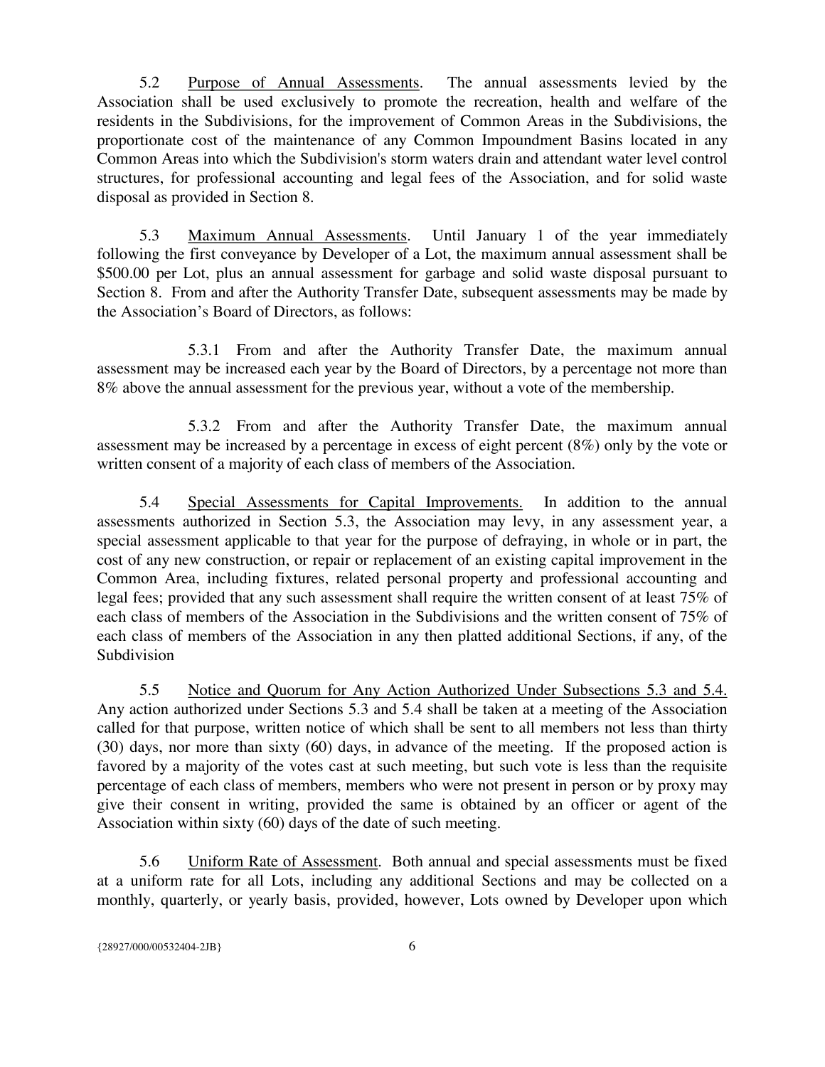5.2 Purpose of Annual Assessments. The annual assessments levied by the Association shall be used exclusively to promote the recreation, health and welfare of the residents in the Subdivisions, for the improvement of Common Areas in the Subdivisions, the proportionate cost of the maintenance of any Common Impoundment Basins located in any Common Areas into which the Subdivision's storm waters drain and attendant water level control structures, for professional accounting and legal fees of the Association, and for solid waste disposal as provided in Section 8.

5.3 Maximum Annual Assessments. Until January 1 of the year immediately following the first conveyance by Developer of a Lot, the maximum annual assessment shall be $500.00 per Lot, plus an annual assessment for garbage and solid waste disposal pursuant to Section 8. From and after the Authority Transfer Date, subsequent assessments may be made by the Association's Board of Directors, as follows:

5.3.1 From and after the Authority Transfer Date, the maximum annual assessment may be increased each year by the Board of Directors, by a percentage not more than 8% above the annual assessment for the previous year, without a vote of the membership.

5.3.2 From and after the Authority Transfer Date, the maximum annual assessment may be increased by a percentage in excess of eight percent (8%) only by the vote or written consent of a majority of each class of members of the Association.

5.4 Special Assessments for Capital Improvements. In addition to the annual assessments authorized in Section 5.3, the Association may levy, in any assessment year, a special assessment applicable to that year for the purpose of defraying, in whole or in part, the cost of any new construction, or repair or replacement of an existing capital improvement in the Common Area, including fixtures, related personal property and professional accounting and legal fees; provided that any such assessment shall require the written consent of at least 75% of each class of members of the Association in the Subdivisions and the written consent of 75% of each class of members of the Association in any then platted additional Sections, if any, of the Subdivision

5.5 Notice and Quorum for Any Action Authorized Under Subsections 5.3 and 5.4. Any action authorized under Sections 5.3 and 5.4 shall be taken at a meeting of the Association called for that purpose, written notice of which shall be sent to all members not less than thirty (30) days, nor more than sixty (60) days, in advance of the meeting. If the proposed action is favored by a majority of the votes cast at such meeting, but such vote is less than the requisite percentage of each class of members, members who were not present in person or by proxy may give their consent in writing, provided the same is obtained by an officer or agent of the Association within sixty (60) days of the date of such meeting.

5.6 Uniform Rate of Assessment. Both annual and special assessments must be fixed at a uniform rate for all Lots, including any additional Sections and may be collected on a monthly, quarterly, or yearly basis, provided, however, Lots owned by Developer upon which

{28927/000/00532404-2JB}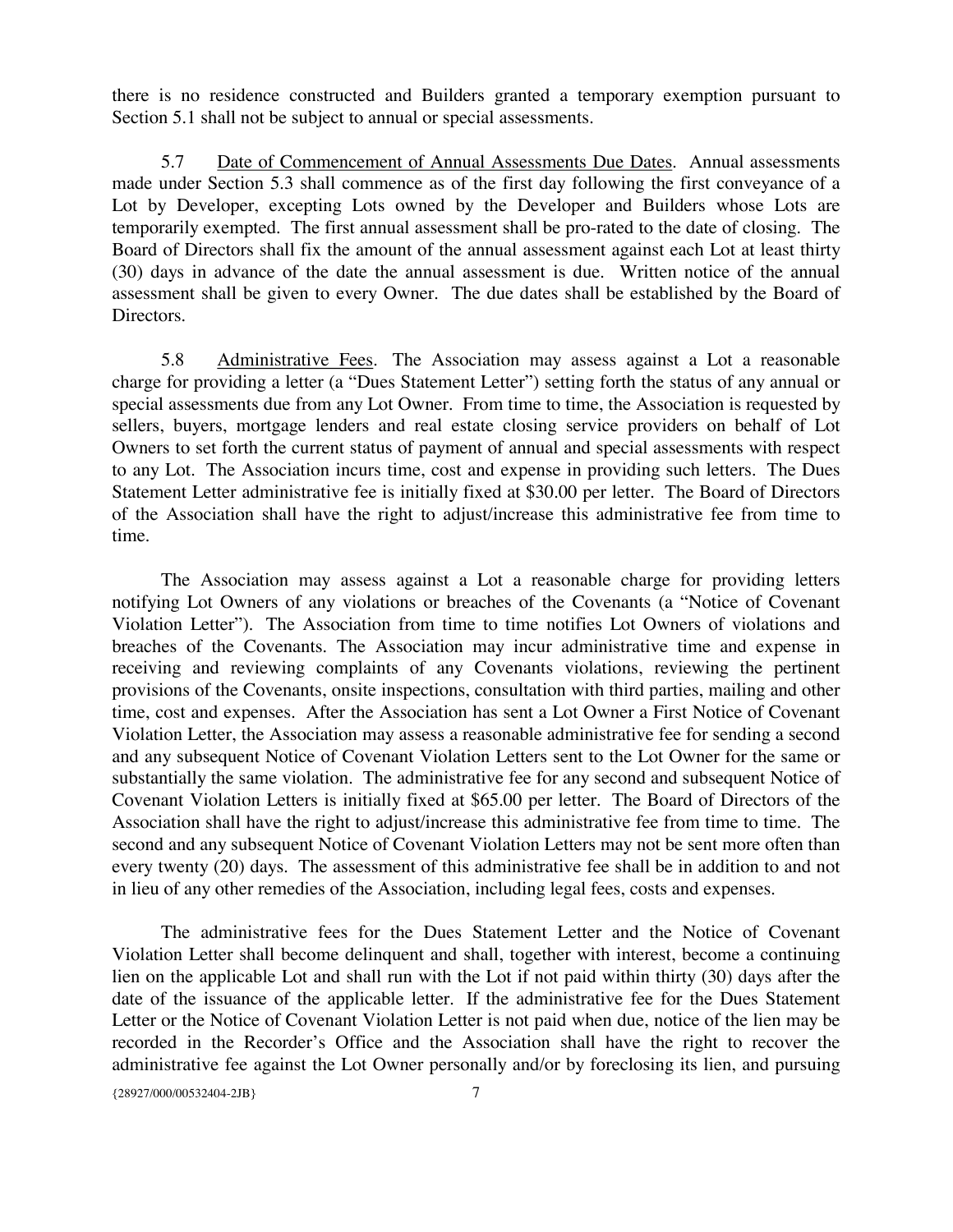there is no residence constructed and Builders granted a temporary exemption pursuant to Section 5.1 shall not be subject to annual or special assessments.

5.7 Date of Commencement of Annual Assessments Due Dates. Annual assessments made under Section 5.3 shall commence as of the first day following the first conveyance of a Lot by Developer, excepting Lots owned by the Developer and Builders whose Lots are temporarily exempted. The first annual assessment shall be pro-rated to the date of closing. The Board of Directors shall fix the amount of the annual assessment against each Lot at least thirty (30) days in advance of the date the annual assessment is due. Written notice of the annual assessment shall be given to every Owner. The due dates shall be established by the Board of Directors.

5.8 Administrative Fees. The Association may assess against a Lot a reasonable charge for providing a letter (a "Dues Statement Letter") setting forth the status of any annual or special assessments due from any Lot Owner. From time to time, the Association is requested by sellers, buyers, mortgage lenders and real estate closing service providers on behalf of Lot Owners to set forth the current status of payment of annual and special assessments with respect to any Lot. The Association incurs time, cost and expense in providing such letters. The Dues Statement Letter administrative fee is initially fixed at $30.00 per letter. The Board of Directors of the Association shall have the right to adjust/increase this administrative fee from time to time.

The Association may assess against a Lot a reasonable charge for providing letters notifying Lot Owners of any violations or breaches of the Covenants (a "Notice of Covenant Violation Letter"). The Association from time to time notifies Lot Owners of violations and breaches of the Covenants. The Association may incur administrative time and expense in receiving and reviewing complaints of any Covenants violations, reviewing the pertinent provisions of the Covenants, onsite inspections, consultation with third parties, mailing and other time, cost and expenses. After the Association has sent a Lot Owner a First Notice of Covenant Violation Letter, the Association may assess a reasonable administrative fee for sending a second and any subsequent Notice of Covenant Violation Letters sent to the Lot Owner for the same or substantially the same violation. The administrative fee for any second and subsequent Notice of Covenant Violation Letters is initially fixed at $65.00 per letter. The Board of Directors of the Association shall have the right to adjust/increase this administrative fee from time to time. The second and any subsequent Notice of Covenant Violation Letters may not be sent more often than every twenty (20) days. The assessment of this administrative fee shall be in addition to and not in lieu of any other remedies of the Association, including legal fees, costs and expenses.

The administrative fees for the Dues Statement Letter and the Notice of Covenant Violation Letter shall become delinquent and shall, together with interest, become a continuing lien on the applicable Lot and shall run with the Lot if not paid within thirty (30) days after the date of the issuance of the applicable letter. If the administrative fee for the Dues Statement Letter or the Notice of Covenant Violation Letter is not paid when due, notice of the lien may be recorded in the Recorder's Office and the Association shall have the right to recover the administrative fee against the Lot Owner personally and/or by foreclosing its lien, and pursuing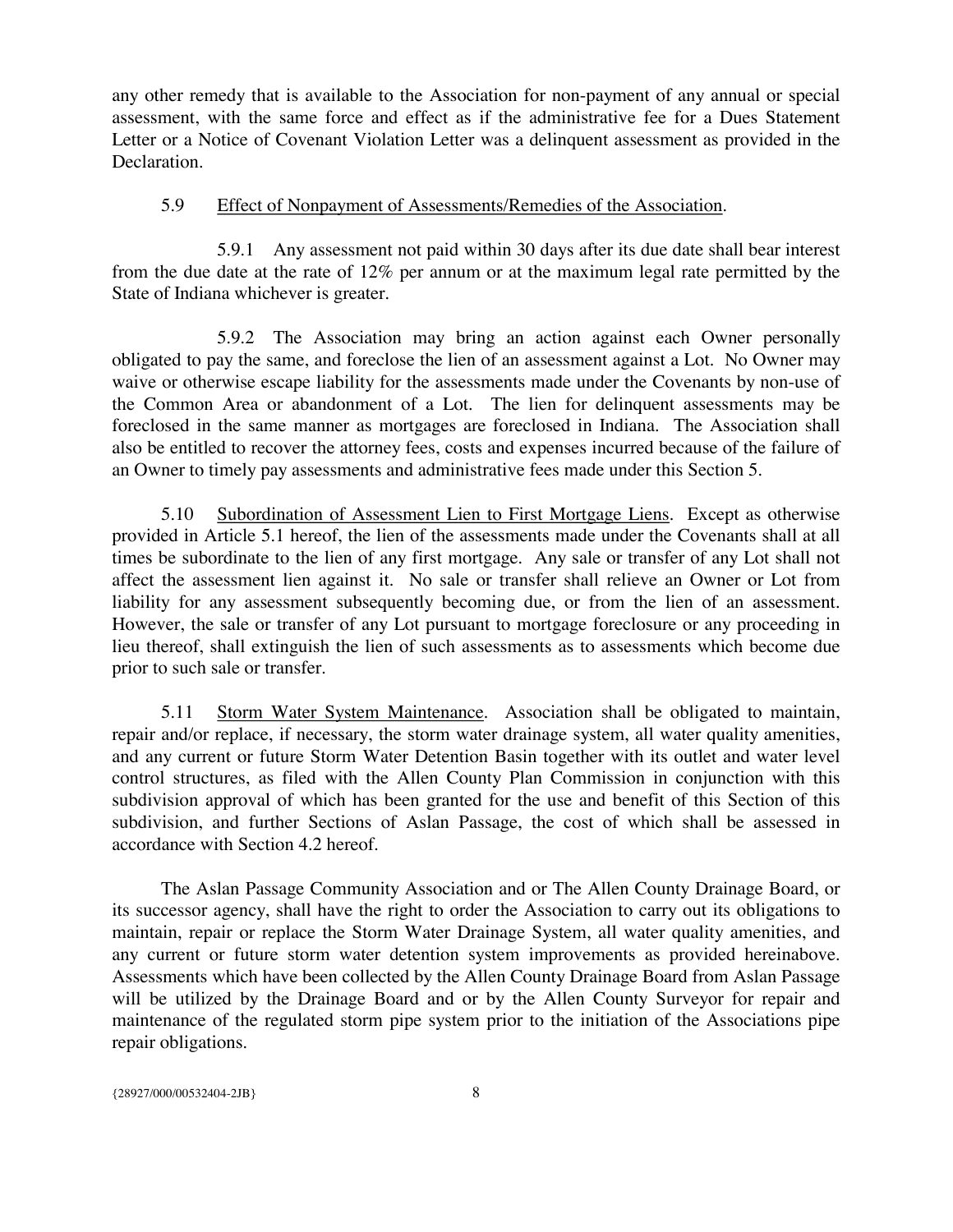any other remedy that is available to the Association for non-payment of any annual or special assessment, with the same force and effect as if the administrative fee for a Dues Statement Letter or a Notice of Covenant Violation Letter was a delinquent assessment as provided in the Declaration.

5.9 <u>Effect of Nonpayment of Assessments/Remedies of the Association</u>.

5.9.1 Any assessment not paid within 30 days after its due date shall bear interest from the due date at the rate of 12% per annum or at the maximum legal rate permitted by the State of Indiana whichever is greater.

5.9.2 The Association may bring an action against each Owner personally obligated to pay the same, and foreclose the lien of an assessment against a Lot. No Owner may waive or otherwise escape liability for the assessments made under the Covenants by non-use of the Common Area or abandonment of a Lot. The lien for delinquent assessments may be foreclosed in the same manner as mortgages are foreclosed in Indiana. The Association shall also be entitled to recover the attorney fees, costs and expenses incurred because of the failure of an Owner to timely pay assessments and administrative fees made under this Section 5.

5.10 <u>Subordination of Assessment Lien to First Mortgage Liens</u>. Except as otherwise provided in Article 5.1 hereof, the lien of the assessments made under the Covenants shall at all times be subordinate to the lien of any first mortgage. Any sale or transfer of any Lot shall not affect the assessment lien against it. No sale or transfer shall relieve an Owner or Lot from liability for any assessment subsequently becoming due, or from the lien of an assessment. However, the sale or transfer of any Lot pursuant to mortgage foreclosure or any proceeding in lieu thereof, shall extinguish the lien of such assessments as to assessments which become due prior to such sale or transfer.

5.11 <u>Storm Water System Maintenance</u>. Association shall be obligated to maintain, repair and/or replace, if necessary, the storm water drainage system, all water quality amenities, and any current or future Storm Water Detention Basin together with its outlet and water level control structures, as filed with the Allen County Plan Commission in conjunction with this subdivision approval of which has been granted for the use and benefit of this Section of this subdivision, and further Sections of Aslan Passage, the cost of which shall be assessed in accordance with Section 4.2 hereof.

The Aslan Passage Community Association and or The Allen County Drainage Board, or its successor agency, shall have the right to order the Association to carry out its obligations to maintain, repair or replace the Storm Water Drainage System, all water quality amenities, and any current or future storm water detention system improvements as provided hereinabove. Assessments which have been collected by the Allen County Drainage Board from Aslan Passage will be utilized by the Drainage Board and or by the Allen County Surveyor for repair and maintenance of the regulated storm pipe system prior to the initiation of the Associations pipe repair obligations.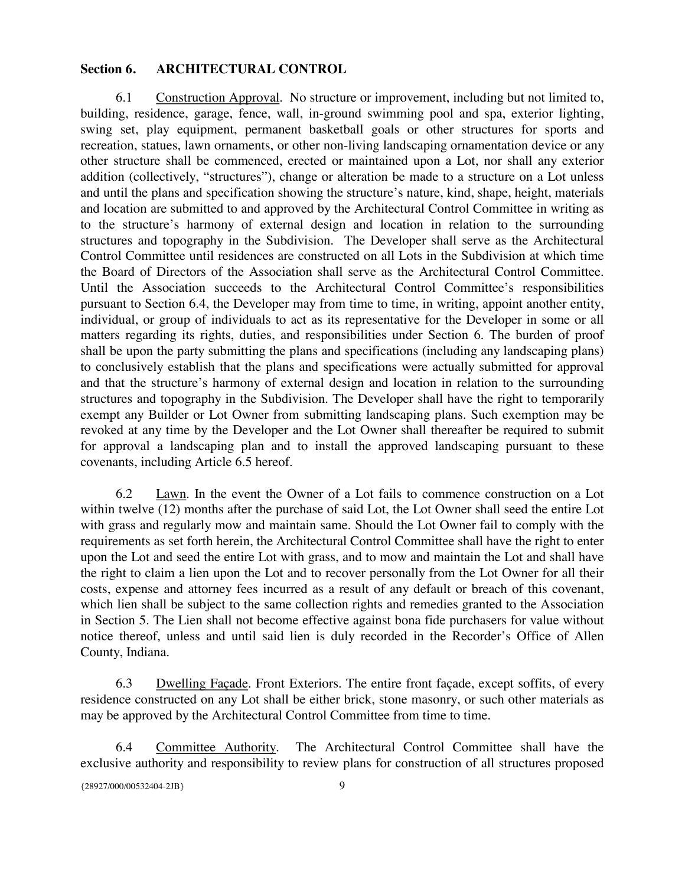## Section 6. ARCHITECTURAL CONTROL

6.1 Construction Approval. No structure or improvement, including but not limited to, building, residence, garage, fence, wall, in-ground swimming pool and spa, exterior lighting, swing set, play equipment, permanent basketball goals or other structures for sports and recreation, statues, lawn ornaments, or other non-living landscaping ornamentation device or any other structure shall be commenced, erected or maintained upon a Lot, nor shall any exterior addition (collectively, "structures"), change or alteration be made to a structure on a Lot unless and until the plans and specification showing the structure's nature, kind, shape, height, materials and location are submitted to and approved by the Architectural Control Committee in writing as to the structure's harmony of external design and location in relation to the surrounding structures and topography in the Subdivision. The Developer shall serve as the Architectural Control Committee until residences are constructed on all Lots in the Subdivision at which time the Board of Directors of the Association shall serve as the Architectural Control Committee. Until the Association succeeds to the Architectural Control Committee's responsibilities pursuant to Section 6.4, the Developer may from time to time, in writing, appoint another entity, individual, or group of individuals to act as its representative for the Developer in some or all matters regarding its rights, duties, and responsibilities under Section 6. The burden of proof shall be upon the party submitting the plans and specifications (including any landscaping plans) to conclusively establish that the plans and specifications were actually submitted for approval and that the structure's harmony of external design and location in relation to the surrounding structures and topography in the Subdivision. The Developer shall have the right to temporarily exempt any Builder or Lot Owner from submitting landscaping plans. Such exemption may be revoked at any time by the Developer and the Lot Owner shall thereafter be required to submit for approval a landscaping plan and to install the approved landscaping pursuant to these covenants, including Article 6.5 hereof.

6.2 Lawn. In the event the Owner of a Lot fails to commence construction on a Lot within twelve (12) months after the purchase of said Lot, the Lot Owner shall seed the entire Lot with grass and regularly mow and maintain same. Should the Lot Owner fail to comply with the requirements as set forth herein, the Architectural Control Committee shall have the right to enter upon the Lot and seed the entire Lot with grass, and to mow and maintain the Lot and shall have the right to claim a lien upon the Lot and to recover personally from the Lot Owner for all their costs, expense and attorney fees incurred as a result of any default or breach of this covenant, which lien shall be subject to the same collection rights and remedies granted to the Association in Section 5. The Lien shall not become effective against bona fide purchasers for value without notice thereof, unless and until said lien is duly recorded in the Recorder's Office of Allen County, Indiana.

6.3 Dwelling Façade. Front Exteriors. The entire front façade, except soffits, of every residence constructed on any Lot shall be either brick, stone masonry, or such other materials as may be approved by the Architectural Control Committee from time to time.

6.4 Committee Authority. The Architectural Control Committee shall have the exclusive authority and responsibility to review plans for construction of all structures proposed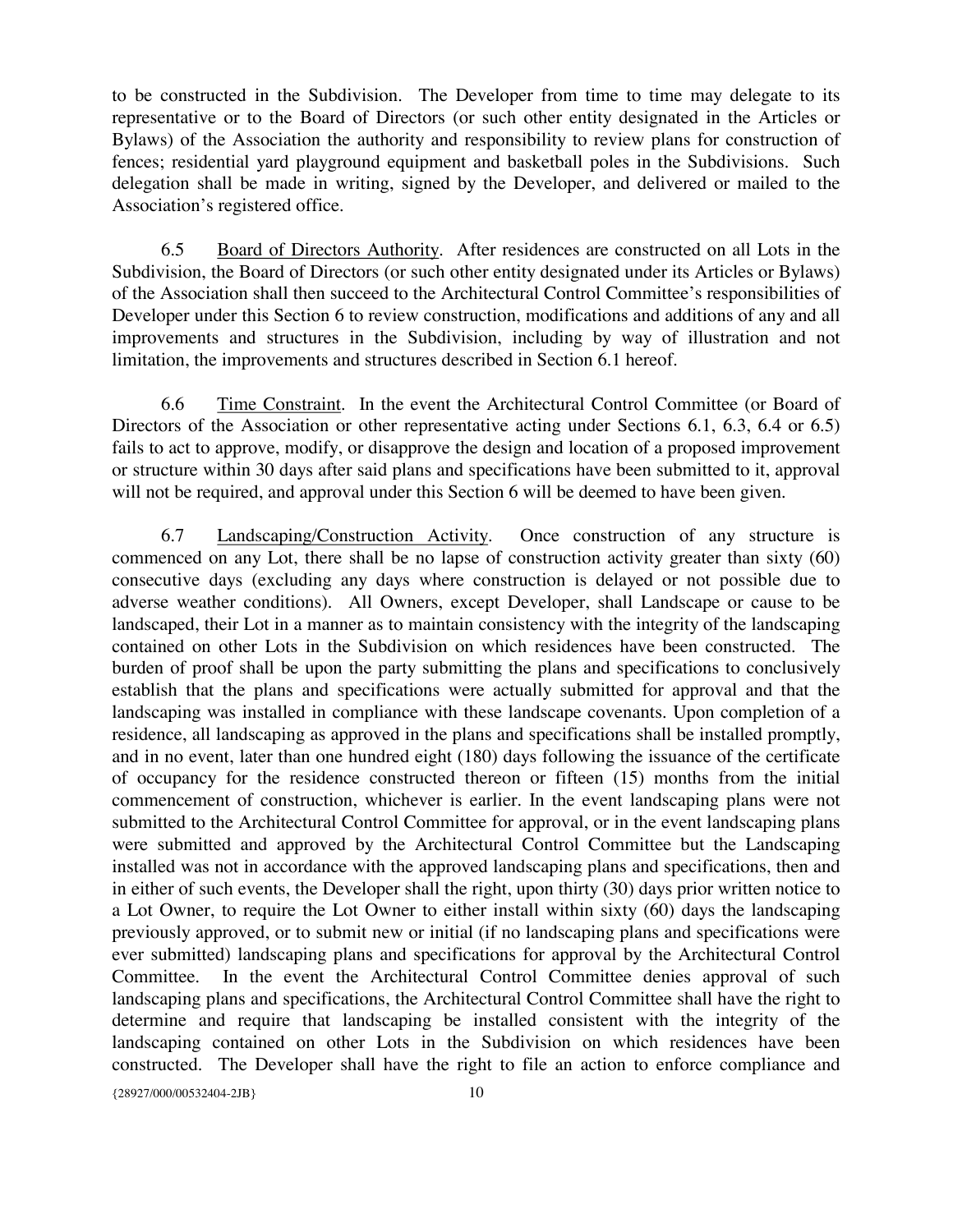to be constructed in the Subdivision. The Developer from time to time may delegate to its representative or to the Board of Directors (or such other entity designated in the Articles or Bylaws) of the Association the authority and responsibility to review plans for construction of fences; residential yard playground equipment and basketball poles in the Subdivisions. Such delegation shall be made in writing, signed by the Developer, and delivered or mailed to the Association's registered office.

6.5 Board of Directors Authority. After residences are constructed on all Lots in the Subdivision, the Board of Directors (or such other entity designated under its Articles or Bylaws) of the Association shall then succeed to the Architectural Control Committee's responsibilities of Developer under this Section 6 to review construction, modifications and additions of any and all improvements and structures in the Subdivision, including by way of illustration and not limitation, the improvements and structures described in Section 6.1 hereof.

6.6 Time Constraint. In the event the Architectural Control Committee (or Board of Directors of the Association or other representative acting under Sections 6.1, 6.3, 6.4 or 6.5) fails to act to approve, modify, or disapprove the design and location of a proposed improvement or structure within 30 days after said plans and specifications have been submitted to it, approval will not be required, and approval under this Section 6 will be deemed to have been given.

6.7 Landscaping/Construction Activity. Once construction of any structure is commenced on any Lot, there shall be no lapse of construction activity greater than sixty (60) consecutive days (excluding any days where construction is delayed or not possible due to adverse weather conditions). All Owners, except Developer, shall Landscape or cause to be landscaped, their Lot in a manner as to maintain consistency with the integrity of the landscaping contained on other Lots in the Subdivision on which residences have been constructed. The burden of proof shall be upon the party submitting the plans and specifications to conclusively establish that the plans and specifications were actually submitted for approval and that the landscaping was installed in compliance with these landscape covenants. Upon completion of a residence, all landscaping as approved in the plans and specifications shall be installed promptly, and in no event, later than one hundred eight (180) days following the issuance of the certificate of occupancy for the residence constructed thereon or fifteen (15) months from the initial commencement of construction, whichever is earlier. In the event landscaping plans were not submitted to the Architectural Control Committee for approval, or in the event landscaping plans were submitted and approved by the Architectural Control Committee but the Landscaping installed was not in accordance with the approved landscaping plans and specifications, then and in either of such events, the Developer shall the right, upon thirty (30) days prior written notice to a Lot Owner, to require the Lot Owner to either install within sixty (60) days the landscaping previously approved, or to submit new or initial (if no landscaping plans and specifications were ever submitted) landscaping plans and specifications for approval by the Architectural Control Committee. In the event the Architectural Control Committee denies approval of such landscaping plans and specifications, the Architectural Control Committee shall have the right to determine and require that landscaping be installed consistent with the integrity of the landscaping contained on other Lots in the Subdivision on which residences have been constructed. The Developer shall have the right to file an action to enforce compliance and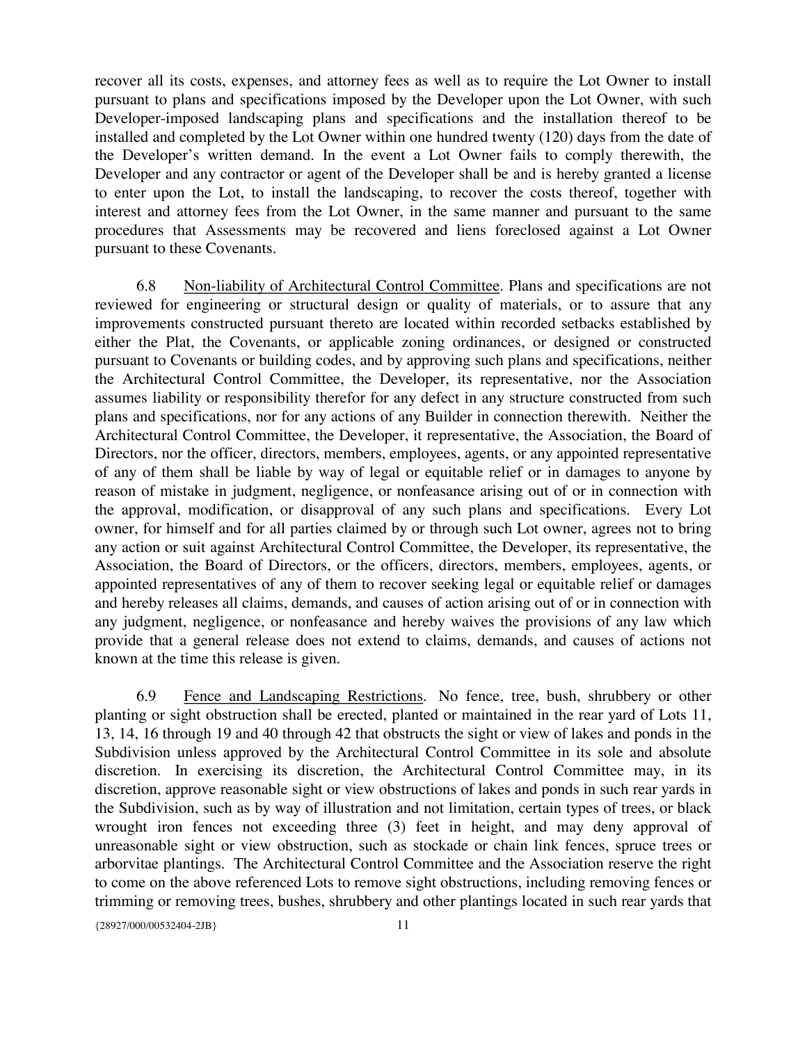recover all its costs, expenses, and attorney fees as well as to require the Lot Owner to install pursuant to plans and specifications imposed by the Developer upon the Lot Owner, with such Developer-imposed landscaping plans and specifications and the installation thereof to be installed and completed by the Lot Owner within one hundred twenty (120) days from the date of the Developer's written demand. In the event a Lot Owner fails to comply therewith, the Developer and any contractor or agent of the Developer shall be and is hereby granted a license to enter upon the Lot, to install the landscaping, to recover the costs thereof, together with interest and attorney fees from the Lot Owner, in the same manner and pursuant to the same procedures that Assessments may be recovered and liens foreclosed against a Lot Owner pursuant to these Covenants.

6.8 Non-liability of Architectural Control Committee. Plans and specifications are not reviewed for engineering or structural design or quality of materials, or to assure that any improvements constructed pursuant thereto are located within recorded setbacks established by either the Plat, the Covenants, or applicable zoning ordinances, or designed or constructed pursuant to Covenants or building codes, and by approving such plans and specifications, neither the Architectural Control Committee, the Developer, its representative, nor the Association assumes liability or responsibility therefor for any defect in any structure constructed from such plans and specifications, nor for any actions of any Builder in connection therewith. Neither the Architectural Control Committee, the Developer, it representative, the Association, the Board of Directors, nor the officer, directors, members, employees, agents, or any appointed representative of any of them shall be liable by way of legal or equitable relief or in damages to anyone by reason of mistake in judgment, negligence, or nonfeasance arising out of or in connection with the approval, modification, or disapproval of any such plans and specifications. Every Lot owner, for himself and for all parties claimed by or through such Lot owner, agrees not to bring any action or suit against Architectural Control Committee, the Developer, its representative, the Association, the Board of Directors, or the officers, directors, members, employees, agents, or appointed representatives of any of them to recover seeking legal or equitable relief or damages and hereby releases all claims, demands, and causes of action arising out of or in connection with any judgment, negligence, or nonfeasance and hereby waives the provisions of any law which provide that a general release does not extend to claims, demands, and causes of actions not known at the time this release is given.

6.9 Fence and Landscaping Restrictions. No fence, tree, bush, shrubbery or other planting or sight obstruction shall be erected, planted or maintained in the rear yard of Lots 11, 13, 14, 16 through 19 and 40 through 42 that obstructs the sight or view of lakes and ponds in the Subdivision unless approved by the Architectural Control Committee in its sole and absolute discretion. In exercising its discretion, the Architectural Control Committee may, in its discretion, approve reasonable sight or view obstructions of lakes and ponds in such rear yards in the Subdivision, such as by way of illustration and not limitation, certain types of trees, or black wrought iron fences not exceeding three (3) feet in height, and may deny approval of unreasonable sight or view obstruction, such as stockade or chain link fences, spruce trees or arborvitae plantings. The Architectural Control Committee and the Association reserve the right to come on the above referenced Lots to remove sight obstructions, including removing fences or trimming or removing trees, bushes, shrubbery and other plantings located in such rear yards that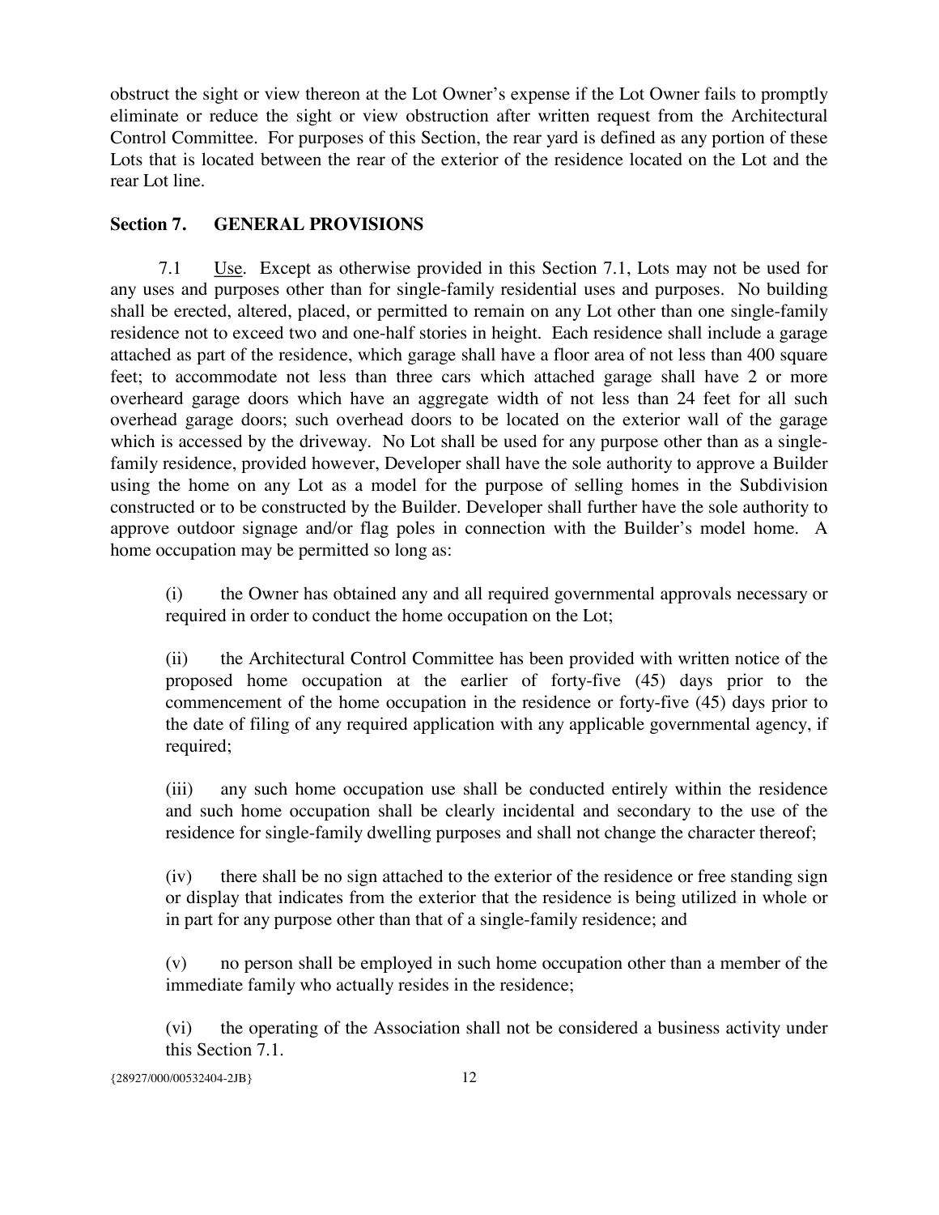obstruct the sight or view thereon at the Lot Owner's expense if the Lot Owner fails to promptly eliminate or reduce the sight or view obstruction after written request from the Architectural Control Committee. For purposes of this Section, the rear yard is defined as any portion of these Lots that is located between the rear of the exterior of the residence located on the Lot and the rear Lot line.

## Section 7. GENERAL PROVISIONS

7.1 Use. Except as otherwise provided in this Section 7.1, Lots may not be used for any uses and purposes other than for single-family residential uses and purposes. No building shall be erected, altered, placed, or permitted to remain on any Lot other than one single-family residence not to exceed two and one-half stories in height. Each residence shall include a garage attached as part of the residence, which garage shall have a floor area of not less than 400 square feet; to accommodate not less than three cars which attached garage shall have 2 or more overheard garage doors which have an aggregate width of not less than 24 feet for all such overhead garage doors; such overhead doors to be located on the exterior wall of the garage which is accessed by the driveway. No Lot shall be used for any purpose other than as a single-family residence, provided however, Developer shall have the sole authority to approve a Builder using the home on any Lot as a model for the purpose of selling homes in the Subdivision constructed or to be constructed by the Builder. Developer shall further have the sole authority to approve outdoor signage and/or flag poles in connection with the Builder's model home. A home occupation may be permitted so long as:

(i) the Owner has obtained any and all required governmental approvals necessary or required in order to conduct the home occupation on the Lot;

(ii) the Architectural Control Committee has been provided with written notice of the proposed home occupation at the earlier of forty-five (45) days prior to the commencement of the home occupation in the residence or forty-five (45) days prior to the date of filing of any required application with any applicable governmental agency, if required;

(iii) any such home occupation use shall be conducted entirely within the residence and such home occupation shall be clearly incidental and secondary to the use of the residence for single-family dwelling purposes and shall not change the character thereof;

(iv) there shall be no sign attached to the exterior of the residence or free standing sign or display that indicates from the exterior that the residence is being utilized in whole or in part for any purpose other than that of a single-family residence; and

(v) no person shall be employed in such home occupation other than a member of the immediate family who actually resides in the residence;

(vi) the operating of the Association shall not be considered a business activity under this Section 7.1.

{28927/000/00532404-2JB}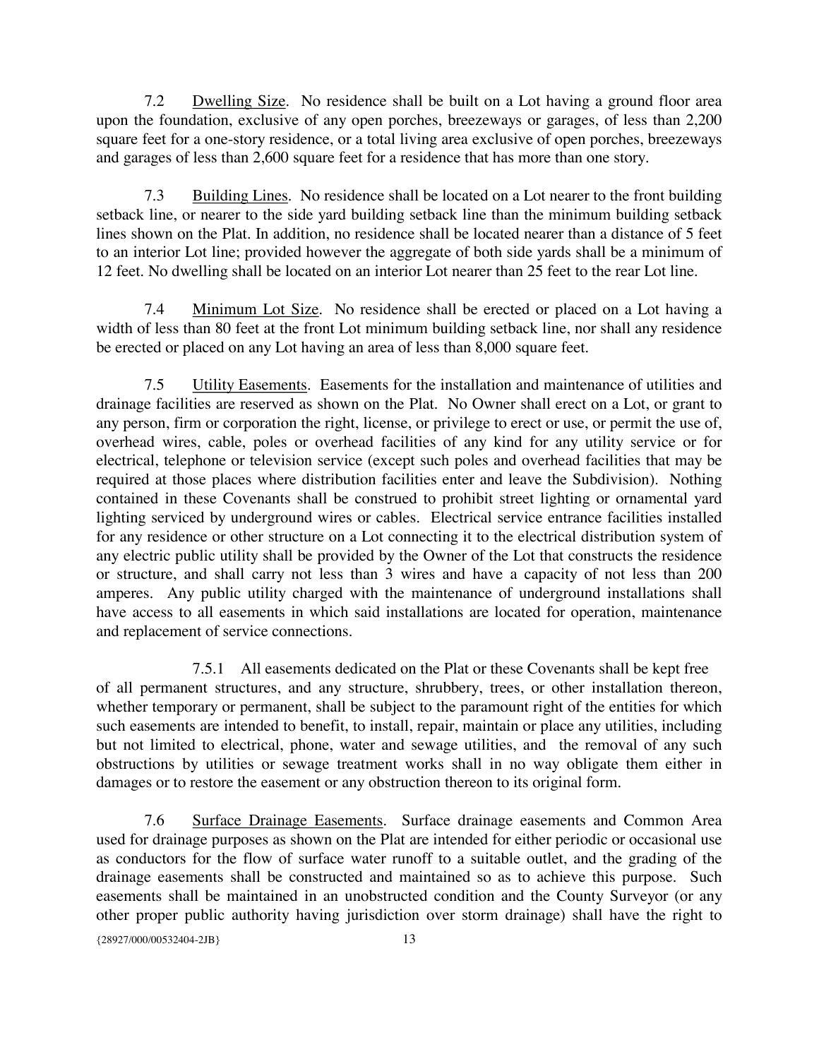7.2 Dwelling Size. No residence shall be built on a Lot having a ground floor area upon the foundation, exclusive of any open porches, breezeways or garages, of less than 2,200 square feet for a one-story residence, or a total living area exclusive of open porches, breezeways and garages of less than 2,600 square feet for a residence that has more than one story.

7.3 Building Lines. No residence shall be located on a Lot nearer to the front building setback line, or nearer to the side yard building setback line than the minimum building setback lines shown on the Plat. In addition, no residence shall be located nearer than a distance of 5 feet to an interior Lot line; provided however the aggregate of both side yards shall be a minimum of 12 feet. No dwelling shall be located on an interior Lot nearer than 25 feet to the rear Lot line.

7.4 Minimum Lot Size. No residence shall be erected or placed on a Lot having a width of less than 80 feet at the front Lot minimum building setback line, nor shall any residence be erected or placed on any Lot having an area of less than 8,000 square feet.

7.5 Utility Easements. Easements for the installation and maintenance of utilities and drainage facilities are reserved as shown on the Plat. No Owner shall erect on a Lot, or grant to any person, firm or corporation the right, license, or privilege to erect or use, or permit the use of, overhead wires, cable, poles or overhead facilities of any kind for any utility service or for electrical, telephone or television service (except such poles and overhead facilities that may be required at those places where distribution facilities enter and leave the Subdivision). Nothing contained in these Covenants shall be construed to prohibit street lighting or ornamental yard lighting serviced by underground wires or cables. Electrical service entrance facilities installed for any residence or other structure on a Lot connecting it to the electrical distribution system of any electric public utility shall be provided by the Owner of the Lot that constructs the residence or structure, and shall carry not less than 3 wires and have a capacity of not less than 200 amperes. Any public utility charged with the maintenance of underground installations shall have access to all easements in which said installations are located for operation, maintenance and replacement of service connections.

7.5.1 All easements dedicated on the Plat or these Covenants shall be kept free of all permanent structures, and any structure, shrubbery, trees, or other installation thereon, whether temporary or permanent, shall be subject to the paramount right of the entities for which such easements are intended to benefit, to install, repair, maintain or place any utilities, including but not limited to electrical, phone, water and sewage utilities, and the removal of any such obstructions by utilities or sewage treatment works shall in no way obligate them either in damages or to restore the easement or any obstruction thereon to its original form.

7.6 Surface Drainage Easements. Surface drainage easements and Common Area used for drainage purposes as shown on the Plat are intended for either periodic or occasional use as conductors for the flow of surface water runoff to a suitable outlet, and the grading of the drainage easements shall be constructed and maintained so as to achieve this purpose. Such easements shall be maintained in an unobstructed condition and the County Surveyor (or any other proper public authority having jurisdiction over storm drainage) shall have the right to

{28927/000/00532404-2JB}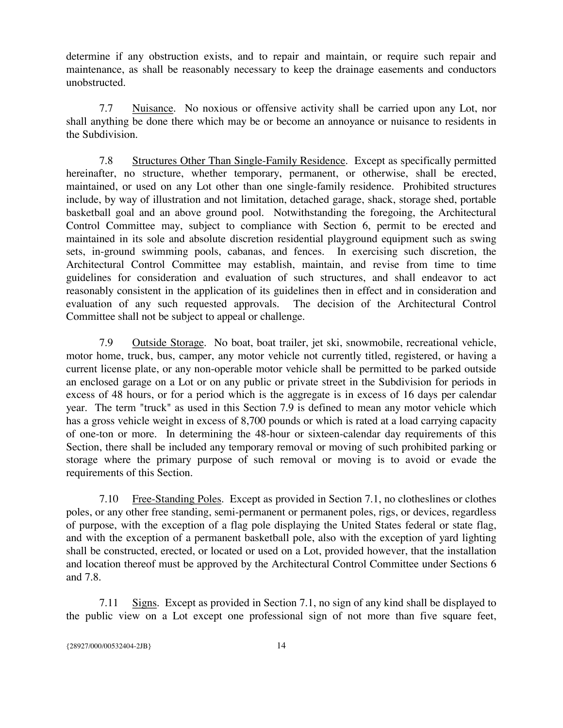determine if any obstruction exists, and to repair and maintain, or require such repair and maintenance, as shall be reasonably necessary to keep the drainage easements and conductors unobstructed.

7.7 Nuisance. No noxious or offensive activity shall be carried upon any Lot, nor shall anything be done there which may be or become an annoyance or nuisance to residents in the Subdivision.

7.8 Structures Other Than Single-Family Residence. Except as specifically permitted hereinafter, no structure, whether temporary, permanent, or otherwise, shall be erected, maintained, or used on any Lot other than one single-family residence. Prohibited structures include, by way of illustration and not limitation, detached garage, shack, storage shed, portable basketball goal and an above ground pool. Notwithstanding the foregoing, the Architectural Control Committee may, subject to compliance with Section 6, permit to be erected and maintained in its sole and absolute discretion residential playground equipment such as swing sets, in-ground swimming pools, cabanas, and fences. In exercising such discretion, the Architectural Control Committee may establish, maintain, and revise from time to time guidelines for consideration and evaluation of such structures, and shall endeavor to act reasonably consistent in the application of its guidelines then in effect and in consideration and evaluation of any such requested approvals. The decision of the Architectural Control Committee shall not be subject to appeal or challenge.

7.9 Outside Storage. No boat, boat trailer, jet ski, snowmobile, recreational vehicle, motor home, truck, bus, camper, any motor vehicle not currently titled, registered, or having a current license plate, or any non-operable motor vehicle shall be permitted to be parked outside an enclosed garage on a Lot or on any public or private street in the Subdivision for periods in excess of 48 hours, or for a period which is the aggregate is in excess of 16 days per calendar year. The term "truck" as used in this Section 7.9 is defined to mean any motor vehicle which has a gross vehicle weight in excess of 8,700 pounds or which is rated at a load carrying capacity of one-ton or more. In determining the 48-hour or sixteen-calendar day requirements of this Section, there shall be included any temporary removal or moving of such prohibited parking or storage where the primary purpose of such removal or moving is to avoid or evade the requirements of this Section.

7.10 Free-Standing Poles. Except as provided in Section 7.1, no clotheslines or clothes poles, or any other free standing, semi-permanent or permanent poles, rigs, or devices, regardless of purpose, with the exception of a flag pole displaying the United States federal or state flag, and with the exception of a permanent basketball pole, also with the exception of yard lighting shall be constructed, erected, or located or used on a Lot, provided however, that the installation and location thereof must be approved by the Architectural Control Committee under Sections 6 and 7.8.

7.11 Signs. Except as provided in Section 7.1, no sign of any kind shall be displayed to the public view on a Lot except one professional sign of not more than five square feet,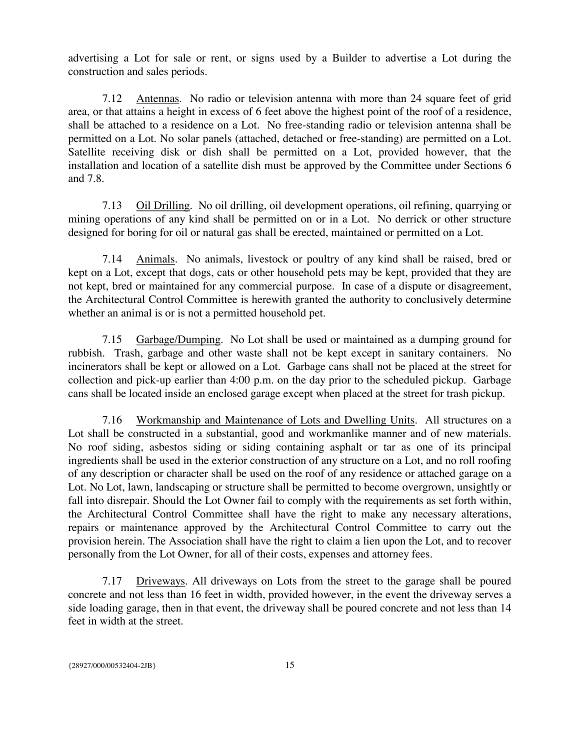advertising a Lot for sale or rent, or signs used by a Builder to advertise a Lot during the construction and sales periods.

7.12 Antennas. No radio or television antenna with more than 24 square feet of grid area, or that attains a height in excess of 6 feet above the highest point of the roof of a residence, shall be attached to a residence on a Lot. No free-standing radio or television antenna shall be permitted on a Lot. No solar panels (attached, detached or free-standing) are permitted on a Lot. Satellite receiving disk or dish shall be permitted on a Lot, provided however, that the installation and location of a satellite dish must be approved by the Committee under Sections 6 and 7.8.

7.13 Oil Drilling. No oil drilling, oil development operations, oil refining, quarrying or mining operations of any kind shall be permitted on or in a Lot. No derrick or other structure designed for boring for oil or natural gas shall be erected, maintained or permitted on a Lot.

7.14 Animals. No animals, livestock or poultry of any kind shall be raised, bred or kept on a Lot, except that dogs, cats or other household pets may be kept, provided that they are not kept, bred or maintained for any commercial purpose. In case of a dispute or disagreement, the Architectural Control Committee is herewith granted the authority to conclusively determine whether an animal is or is not a permitted household pet.

7.15 Garbage/Dumping. No Lot shall be used or maintained as a dumping ground for rubbish. Trash, garbage and other waste shall not be kept except in sanitary containers. No incinerators shall be kept or allowed on a Lot. Garbage cans shall not be placed at the street for collection and pick-up earlier than 4:00 p.m. on the day prior to the scheduled pickup. Garbage cans shall be located inside an enclosed garage except when placed at the street for trash pickup.

7.16 Workmanship and Maintenance of Lots and Dwelling Units. All structures on a Lot shall be constructed in a substantial, good and workmanlike manner and of new materials. No roof siding, asbestos siding or siding containing asphalt or tar as one of its principal ingredients shall be used in the exterior construction of any structure on a Lot, and no roll roofing of any description or character shall be used on the roof of any residence or attached garage on a Lot. No Lot, lawn, landscaping or structure shall be permitted to become overgrown, unsightly or fall into disrepair. Should the Lot Owner fail to comply with the requirements as set forth within, the Architectural Control Committee shall have the right to make any necessary alterations, repairs or maintenance approved by the Architectural Control Committee to carry out the provision herein. The Association shall have the right to claim a lien upon the Lot, and to recover personally from the Lot Owner, for all of their costs, expenses and attorney fees.

7.17 Driveways. All driveways on Lots from the street to the garage shall be poured concrete and not less than 16 feet in width, provided however, in the event the driveway serves a side loading garage, then in that event, the driveway shall be poured concrete and not less than 14 feet in width at the street.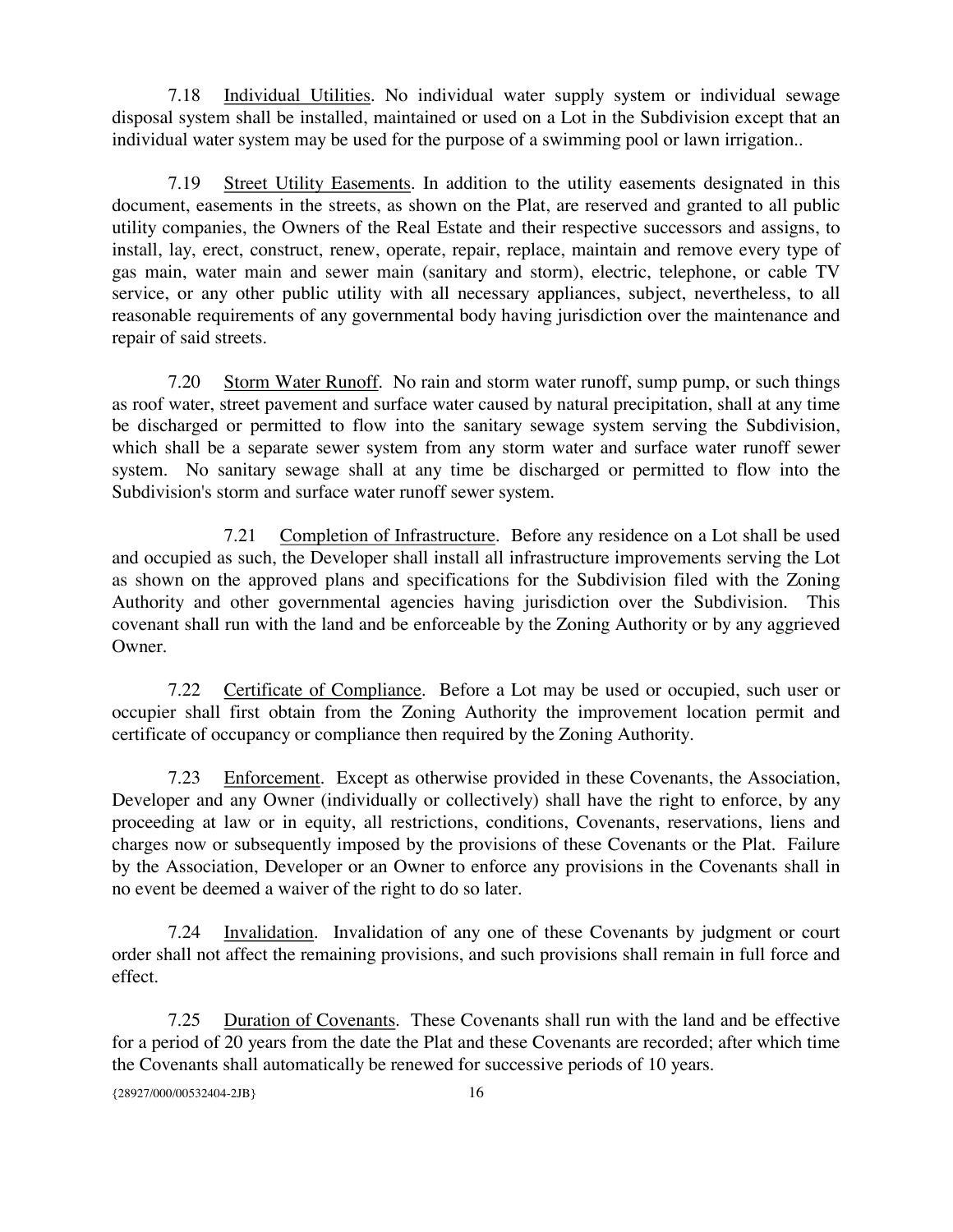7.18 Individual Utilities. No individual water supply system or individual sewage disposal system shall be installed, maintained or used on a Lot in the Subdivision except that an individual water system may be used for the purpose of a swimming pool or lawn irrigation..

7.19 Street Utility Easements. In addition to the utility easements designated in this document, easements in the streets, as shown on the Plat, are reserved and granted to all public utility companies, the Owners of the Real Estate and their respective successors and assigns, to install, lay, erect, construct, renew, operate, repair, replace, maintain and remove every type of gas main, water main and sewer main (sanitary and storm), electric, telephone, or cable TV service, or any other public utility with all necessary appliances, subject, nevertheless, to all reasonable requirements of any governmental body having jurisdiction over the maintenance and repair of said streets.

7.20 Storm Water Runoff. No rain and storm water runoff, sump pump, or such things as roof water, street pavement and surface water caused by natural precipitation, shall at any time be discharged or permitted to flow into the sanitary sewage system serving the Subdivision, which shall be a separate sewer system from any storm water and surface water runoff sewer system. No sanitary sewage shall at any time be discharged or permitted to flow into the Subdivision's storm and surface water runoff sewer system.

7.21 Completion of Infrastructure. Before any residence on a Lot shall be used and occupied as such, the Developer shall install all infrastructure improvements serving the Lot as shown on the approved plans and specifications for the Subdivision filed with the Zoning Authority and other governmental agencies having jurisdiction over the Subdivision. This covenant shall run with the land and be enforceable by the Zoning Authority or by any aggrieved Owner.

7.22 Certificate of Compliance. Before a Lot may be used or occupied, such user or occupier shall first obtain from the Zoning Authority the improvement location permit and certificate of occupancy or compliance then required by the Zoning Authority.

7.23 Enforcement. Except as otherwise provided in these Covenants, the Association, Developer and any Owner (individually or collectively) shall have the right to enforce, by any proceeding at law or in equity, all restrictions, conditions, Covenants, reservations, liens and charges now or subsequently imposed by the provisions of these Covenants or the Plat. Failure by the Association, Developer or an Owner to enforce any provisions in the Covenants shall in no event be deemed a waiver of the right to do so later.

7.24 Invalidation. Invalidation of any one of these Covenants by judgment or court order shall not affect the remaining provisions, and such provisions shall remain in full force and effect.

7.25 Duration of Covenants. These Covenants shall run with the land and be effective for a period of 20 years from the date the Plat and these Covenants are recorded; after which time the Covenants shall automatically be renewed for successive periods of 10 years.

{28927/000/00532404-2JB}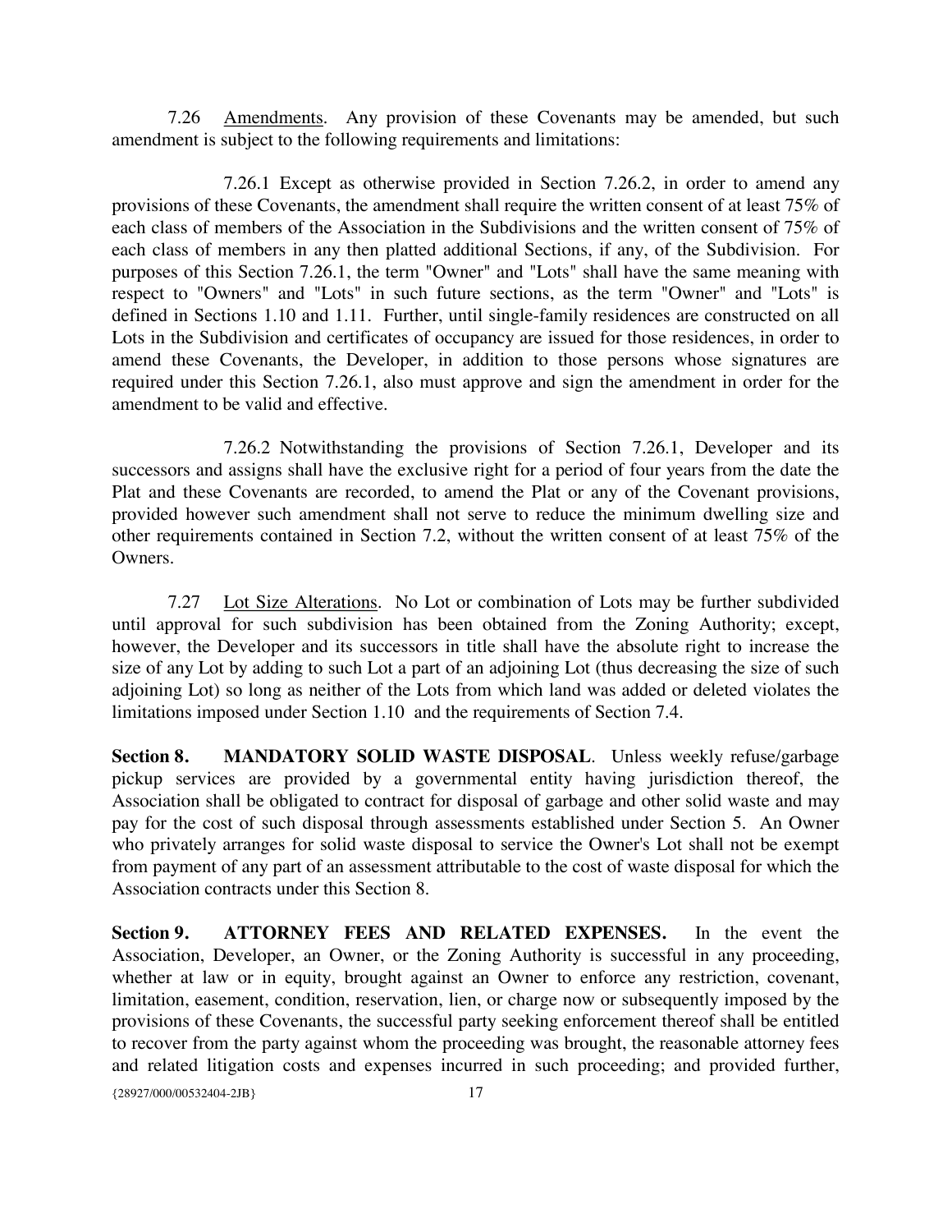7.26 Amendments. Any provision of these Covenants may be amended, but such amendment is subject to the following requirements and limitations:

7.26.1 Except as otherwise provided in Section 7.26.2, in order to amend any provisions of these Covenants, the amendment shall require the written consent of at least 75% of each class of members of the Association in the Subdivisions and the written consent of 75% of each class of members in any then platted additional Sections, if any, of the Subdivision. For purposes of this Section 7.26.1, the term "Owner" and "Lots" shall have the same meaning with respect to "Owners" and "Lots" in such future sections, as the term "Owner" and "Lots" is defined in Sections 1.10 and 1.11. Further, until single-family residences are constructed on all Lots in the Subdivision and certificates of occupancy are issued for those residences, in order to amend these Covenants, the Developer, in addition to those persons whose signatures are required under this Section 7.26.1, also must approve and sign the amendment in order for the amendment to be valid and effective.

7.26.2 Notwithstanding the provisions of Section 7.26.1, Developer and its successors and assigns shall have the exclusive right for a period of four years from the date the Plat and these Covenants are recorded, to amend the Plat or any of the Covenant provisions, provided however such amendment shall not serve to reduce the minimum dwelling size and other requirements contained in Section 7.2, without the written consent of at least 75% of the Owners.

7.27 Lot Size Alterations. No Lot or combination of Lots may be further subdivided until approval for such subdivision has been obtained from the Zoning Authority; except, however, the Developer and its successors in title shall have the absolute right to increase the size of any Lot by adding to such Lot a part of an adjoining Lot (thus decreasing the size of such adjoining Lot) so long as neither of the Lots from which land was added or deleted violates the limitations imposed under Section 1.10 and the requirements of Section 7.4.

**Section 8. MANDATORY SOLID WASTE DISPOSAL**. Unless weekly refuse/garbage pickup services are provided by a governmental entity having jurisdiction thereof, the Association shall be obligated to contract for disposal of garbage and other solid waste and may pay for the cost of such disposal through assessments established under Section 5. An Owner who privately arranges for solid waste disposal to service the Owner's Lot shall not be exempt from payment of any part of an assessment attributable to the cost of waste disposal for which the Association contracts under this Section 8.

**Section 9. ATTORNEY FEES AND RELATED EXPENSES.** In the event the Association, Developer, an Owner, or the Zoning Authority is successful in any proceeding, whether at law or in equity, brought against an Owner to enforce any restriction, covenant, limitation, easement, condition, reservation, lien, or charge now or subsequently imposed by the provisions of these Covenants, the successful party seeking enforcement thereof shall be entitled to recover from the party against whom the proceeding was brought, the reasonable attorney fees and related litigation costs and expenses incurred in such proceeding; and provided further,

{28927/000/00532404-2JB}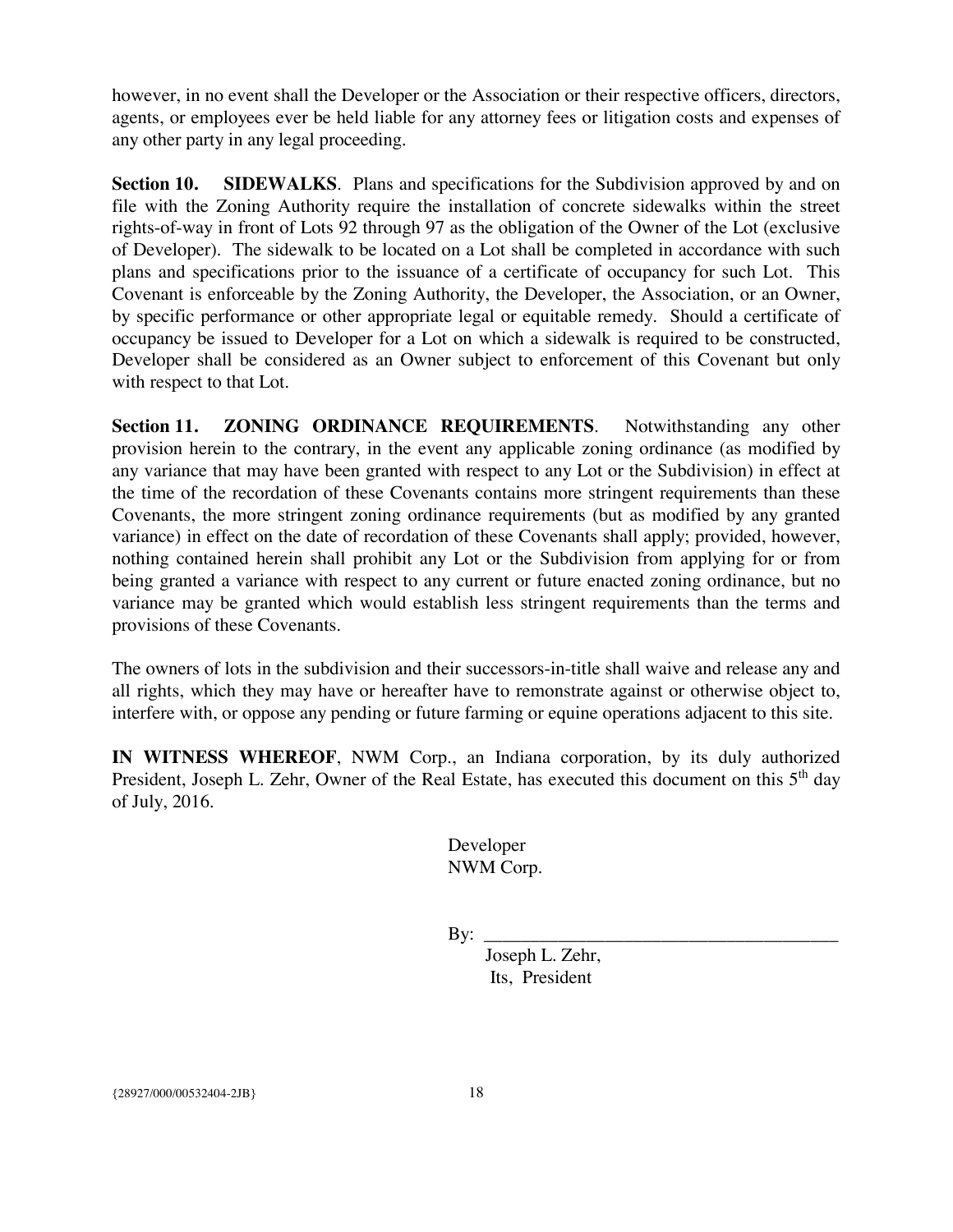however, in no event shall the Developer or the Association or their respective officers, directors, agents, or employees ever be held liable for any attorney fees or litigation costs and expenses of any other party in any legal proceeding.

**Section 10. SIDEWALKS**. Plans and specifications for the Subdivision approved by and on file with the Zoning Authority require the installation of concrete sidewalks within the street rights-of-way in front of Lots 92 through 97 as the obligation of the Owner of the Lot (exclusive of Developer). The sidewalk to be located on a Lot shall be completed in accordance with such plans and specifications prior to the issuance of a certificate of occupancy for such Lot. This Covenant is enforceable by the Zoning Authority, the Developer, the Association, or an Owner, by specific performance or other appropriate legal or equitable remedy. Should a certificate of occupancy be issued to Developer for a Lot on which a sidewalk is required to be constructed, Developer shall be considered as an Owner subject to enforcement of this Covenant but only with respect to that Lot.

**Section 11. ZONING ORDINANCE REQUIREMENTS**. Notwithstanding any other provision herein to the contrary, in the event any applicable zoning ordinance (as modified by any variance that may have been granted with respect to any Lot or the Subdivision) in effect at the time of the recordation of these Covenants contains more stringent requirements than these Covenants, the more stringent zoning ordinance requirements (but as modified by any granted variance) in effect on the date of recordation of these Covenants shall apply; provided, however, nothing contained herein shall prohibit any Lot or the Subdivision from applying for or from being granted a variance with respect to any current or future enacted zoning ordinance, but no variance may be granted which would establish less stringent requirements than the terms and provisions of these Covenants.

The owners of lots in the subdivision and their successors-in-title shall waive and release any and all rights, which they may have or hereafter have to remonstrate against or otherwise object to, interfere with, or oppose any pending or future farming or equine operations adjacent to this site.

**IN WITNESS WHEREOF**, NWM Corp., an Indiana corporation, by its duly authorized President, Joseph L. Zehr, Owner of the Real Estate, has executed this document on this 5th day of July, 2016.

Developer
NWM Corp.

By: \_\_\_\_\_\_\_\_\_\_\_\_\_\_\_\_\_\_\_\_\_\_\_\_\_\_\_\_\_\_\_\_\_\_\_\_\_\_
Joseph L. Zehr,
Its, President

{28927/000/00532404-2JB}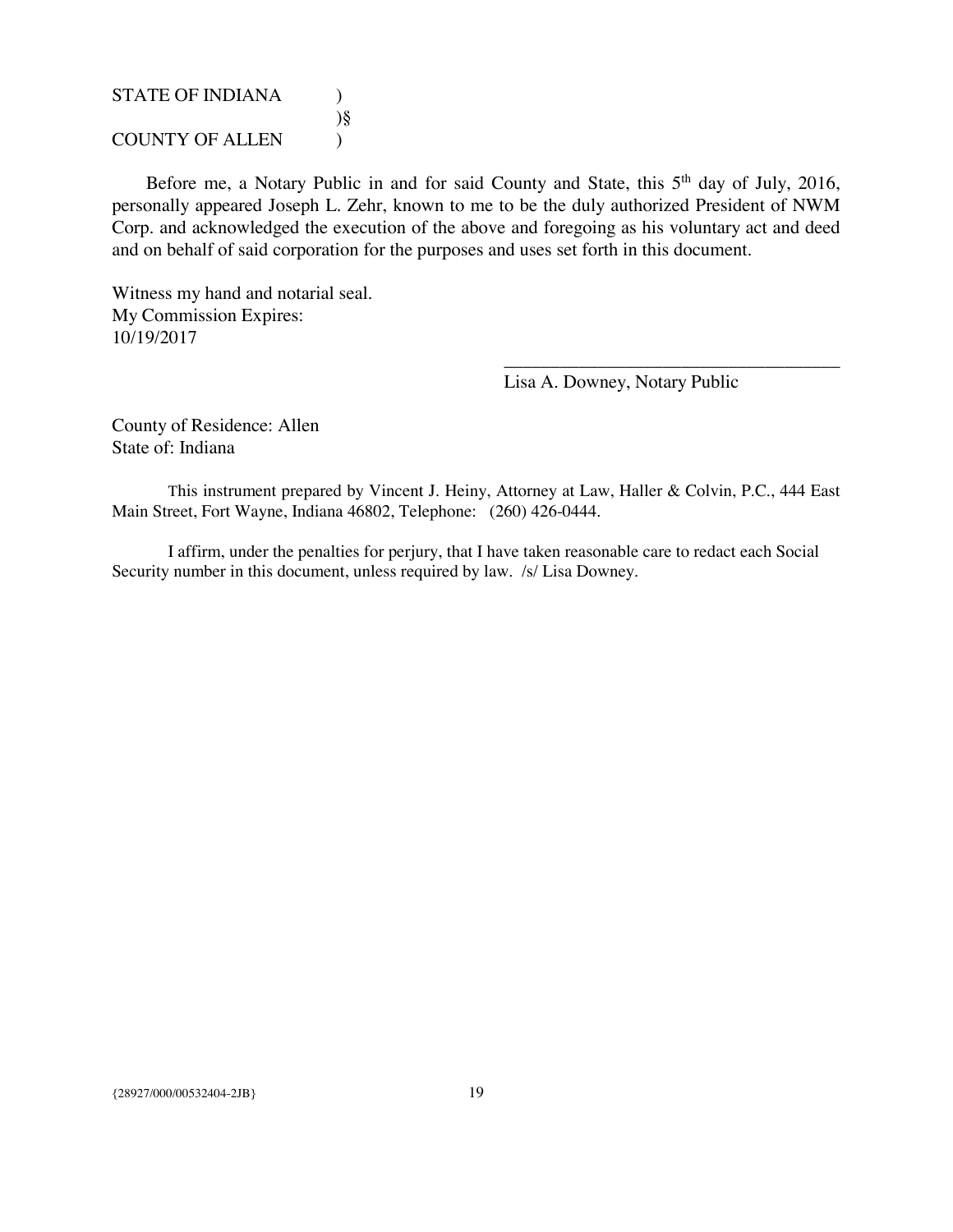STATE OF INDIANA )
)§
COUNTY OF ALLEN )

Before me, a Notary Public in and for said County and State, this 5th day of July, 2016, personally appeared Joseph L. Zehr, known to me to be the duly authorized President of NWM Corp. and acknowledged the execution of the above and foregoing as his voluntary act and deed and on behalf of said corporation for the purposes and uses set forth in this document.

Witness my hand and notarial seal.
My Commission Expires:
10/19/2017

_______________________________________
Lisa A. Downey, Notary Public

County of Residence: Allen
State of: Indiana

This instrument prepared by Vincent J. Heiny, Attorney at Law, Haller & Colvin, P.C., 444 East Main Street, Fort Wayne, Indiana 46802, Telephone: (260) 426-0444.

I affirm, under the penalties for perjury, that I have taken reasonable care to redact each Social Security number in this document, unless required by law. /s/ Lisa Downey.

{28927/000/00532404-2JB}